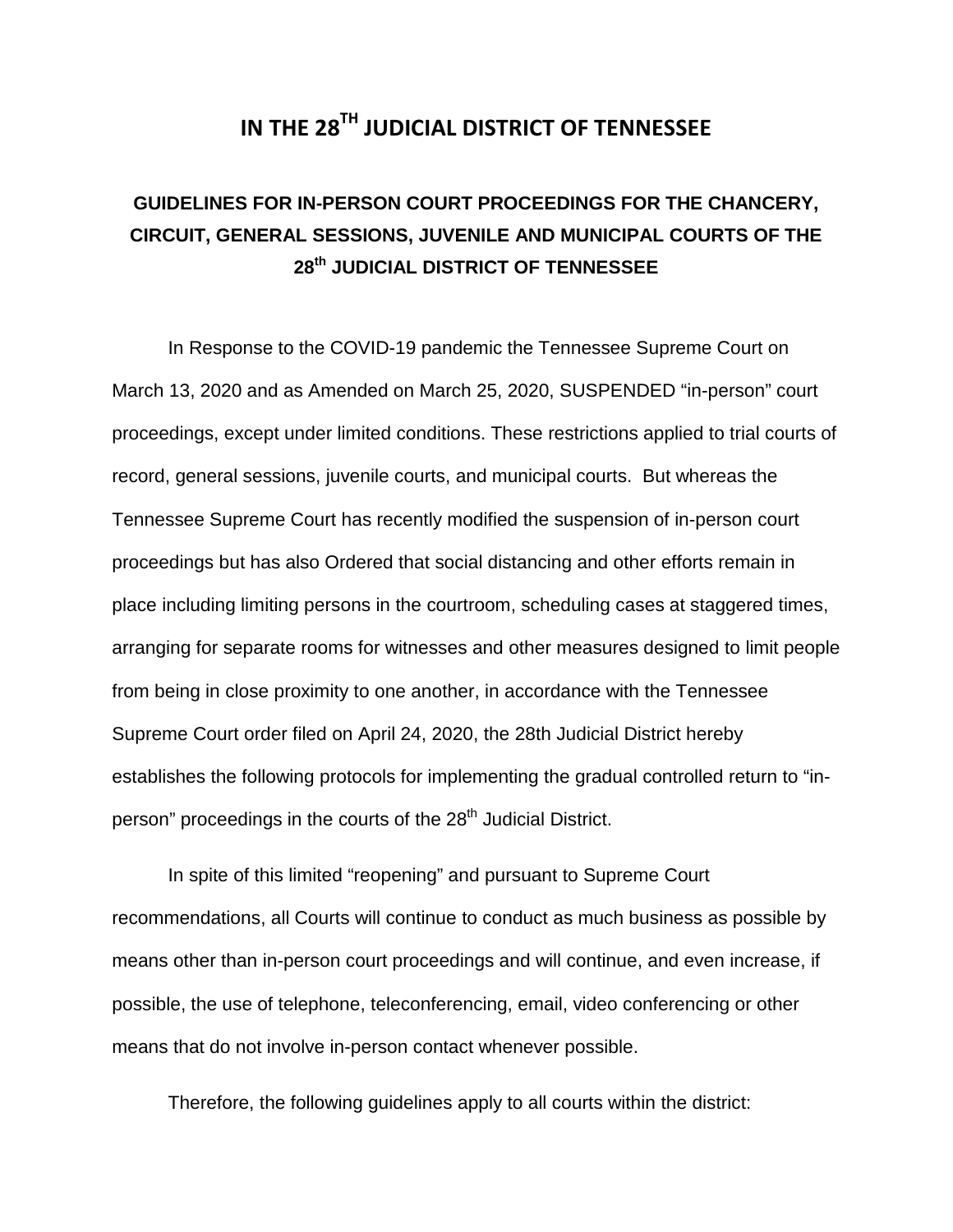# IN THE 28TH JUDICIAL DISTRICT OF TENNESSEE

## GUIDELINES FOR IN-PERSON COURT PROCEEDINGS FOR THE CHANCERY, CIRCUIT, GENERAL SESSIONS, JUVENILE AND MUNICIPAL COURTS OF THE 28th JUDICIAL DISTRICT OF TENNESSEE

In Response to the COVID-19 pandemic the Tennessee Supreme Court on March 13, 2020 and as Amended on March 25, 2020, SUSPENDED "in-person" court proceedings, except under limited conditions. These restrictions applied to trial courts of record, general sessions, juvenile courts, and municipal courts. But whereas the Tennessee Supreme Court has recently modified the suspension of in-person court proceedings but has also Ordered that social distancing and other efforts remain in place including limiting persons in the courtroom, scheduling cases at staggered times, arranging for separate rooms for witnesses and other measures designed to limit people from being in close proximity to one another, in accordance with the Tennessee Supreme Court order filed on April 24, 2020, the 28th Judicial District hereby establishes the following protocols for implementing the gradual controlled return to "in-person" proceedings in the courts of the 28th Judicial District.

In spite of this limited "reopening" and pursuant to Supreme Court recommendations, all Courts will continue to conduct as much business as possible by means other than in-person court proceedings and will continue, and even increase, if possible, the use of telephone, teleconferencing, email, video conferencing or other means that do not involve in-person contact whenever possible.

Therefore, the following guidelines apply to all courts within the district: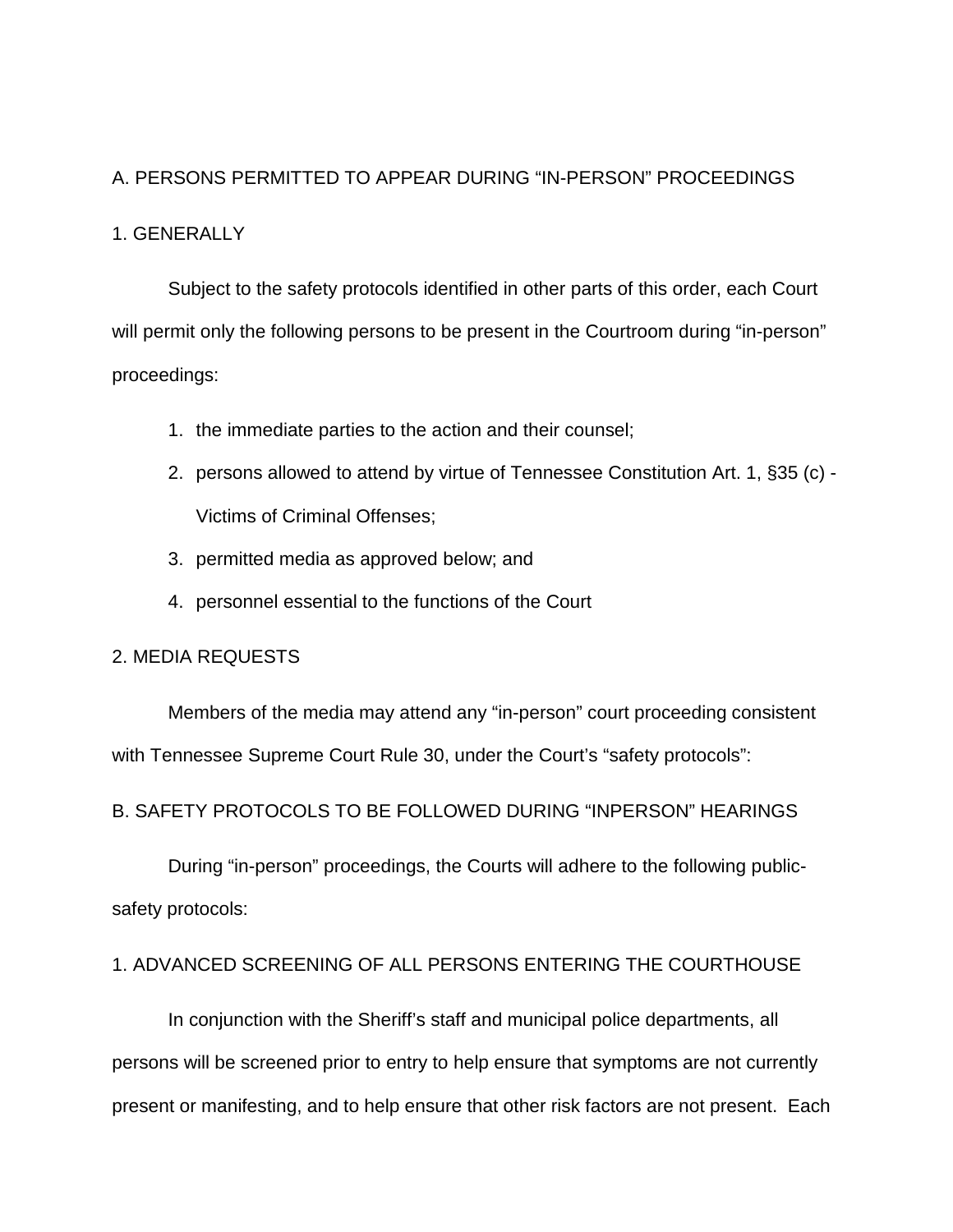## A. PERSONS PERMITTED TO APPEAR DURING "IN-PERSON" PROCEEDINGS

### 1. GENERALLY

Subject to the safety protocols identified in other parts of this order, each Court will permit only the following persons to be present in the Courtroom during "in-person" proceedings:

1. the immediate parties to the action and their counsel;
2. persons allowed to attend by virtue of Tennessee Constitution Art. 1, §35 (c) - Victims of Criminal Offenses;
3. permitted media as approved below; and
4. personnel essential to the functions of the Court

### 2. MEDIA REQUESTS

Members of the media may attend any "in-person" court proceeding consistent with Tennessee Supreme Court Rule 30, under the Court's "safety protocols":

## B. SAFETY PROTOCOLS TO BE FOLLOWED DURING "INPERSON" HEARINGS

During "in-person" proceedings, the Courts will adhere to the following public-safety protocols:

### 1. ADVANCED SCREENING OF ALL PERSONS ENTERING THE COURTHOUSE

In conjunction with the Sheriff's staff and municipal police departments, all persons will be screened prior to entry to help ensure that symptoms are not currently present or manifesting, and to help ensure that other risk factors are not present. Each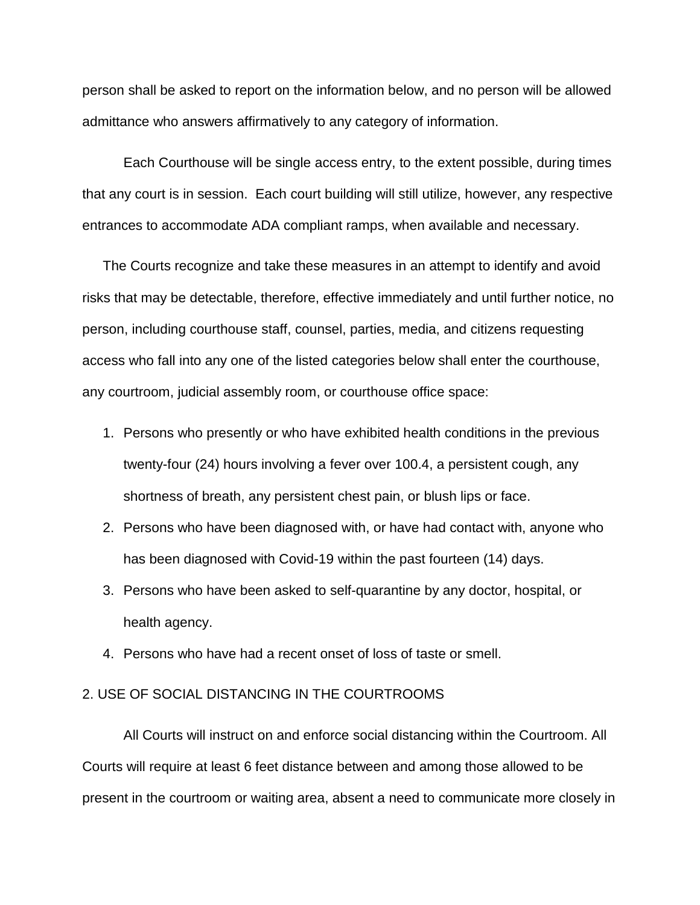person shall be asked to report on the information below, and no person will be allowed admittance who answers affirmatively to any category of information.

Each Courthouse will be single access entry, to the extent possible, during times that any court is in session. Each court building will still utilize, however, any respective entrances to accommodate ADA compliant ramps, when available and necessary.

The Courts recognize and take these measures in an attempt to identify and avoid risks that may be detectable, therefore, effective immediately and until further notice, no person, including courthouse staff, counsel, parties, media, and citizens requesting access who fall into any one of the listed categories below shall enter the courthouse, any courtroom, judicial assembly room, or courthouse office space:

1. Persons who presently or who have exhibited health conditions in the previous twenty-four (24) hours involving a fever over 100.4, a persistent cough, any shortness of breath, any persistent chest pain, or blush lips or face.
2. Persons who have been diagnosed with, or have had contact with, anyone who has been diagnosed with Covid-19 within the past fourteen (14) days.
3. Persons who have been asked to self-quarantine by any doctor, hospital, or health agency.
4. Persons who have had a recent onset of loss of taste or smell.

2. USE OF SOCIAL DISTANCING IN THE COURTROOMS

All Courts will instruct on and enforce social distancing within the Courtroom. All Courts will require at least 6 feet distance between and among those allowed to be present in the courtroom or waiting area, absent a need to communicate more closely in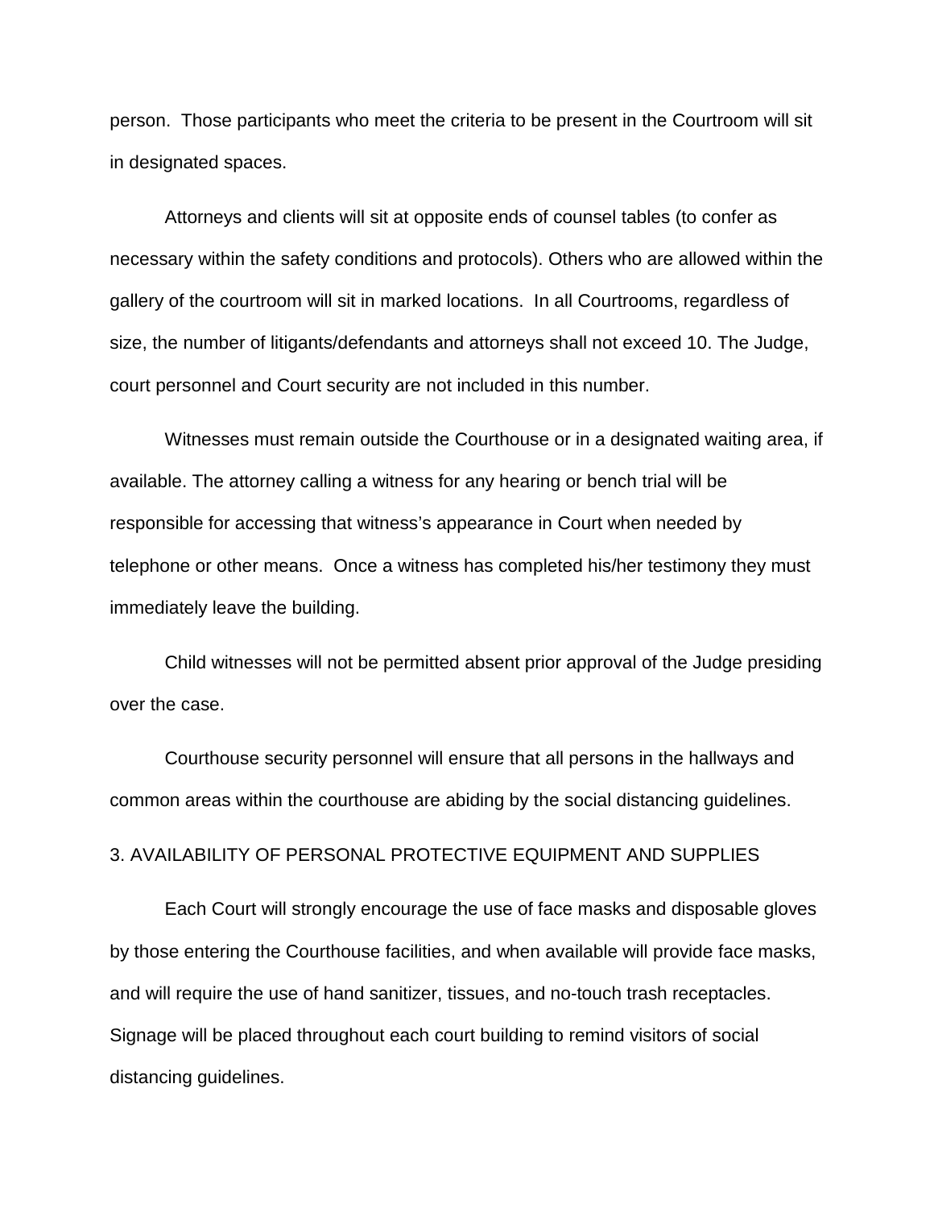person. Those participants who meet the criteria to be present in the Courtroom will sit in designated spaces.

Attorneys and clients will sit at opposite ends of counsel tables (to confer as necessary within the safety conditions and protocols). Others who are allowed within the gallery of the courtroom will sit in marked locations. In all Courtrooms, regardless of size, the number of litigants/defendants and attorneys shall not exceed 10. The Judge, court personnel and Court security are not included in this number.

Witnesses must remain outside the Courthouse or in a designated waiting area, if available. The attorney calling a witness for any hearing or bench trial will be responsible for accessing that witness's appearance in Court when needed by telephone or other means. Once a witness has completed his/her testimony they must immediately leave the building.

Child witnesses will not be permitted absent prior approval of the Judge presiding over the case.

Courthouse security personnel will ensure that all persons in the hallways and common areas within the courthouse are abiding by the social distancing guidelines.

3. AVAILABILITY OF PERSONAL PROTECTIVE EQUIPMENT AND SUPPLIES

Each Court will strongly encourage the use of face masks and disposable gloves by those entering the Courthouse facilities, and when available will provide face masks, and will require the use of hand sanitizer, tissues, and no-touch trash receptacles. Signage will be placed throughout each court building to remind visitors of social distancing guidelines.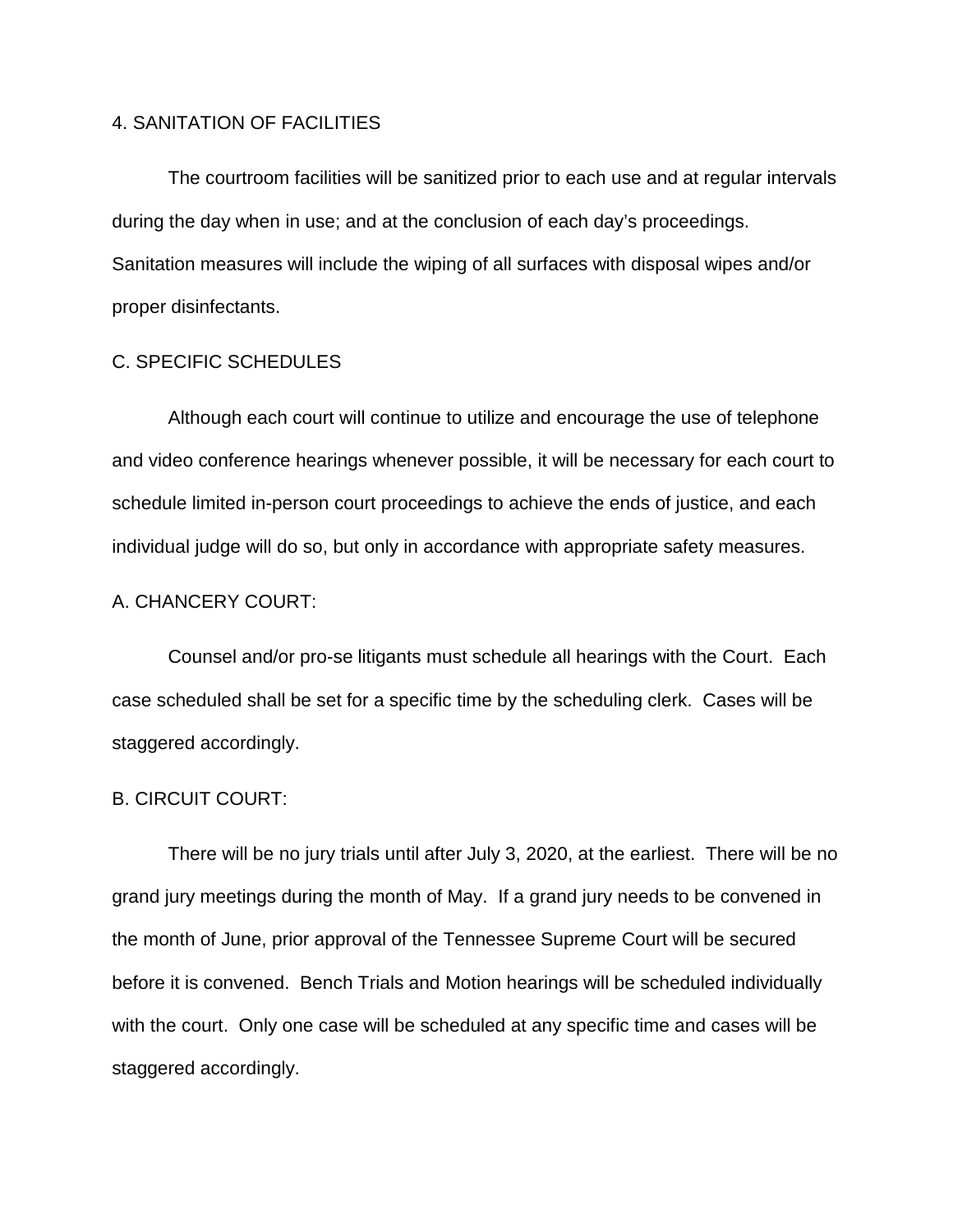4. SANITATION OF FACILITIES

The courtroom facilities will be sanitized prior to each use and at regular intervals during the day when in use; and at the conclusion of each day's proceedings. Sanitation measures will include the wiping of all surfaces with disposal wipes and/or proper disinfectants.

C. SPECIFIC SCHEDULES

Although each court will continue to utilize and encourage the use of telephone and video conference hearings whenever possible, it will be necessary for each court to schedule limited in-person court proceedings to achieve the ends of justice, and each individual judge will do so, but only in accordance with appropriate safety measures.

A. CHANCERY COURT:

Counsel and/or pro-se litigants must schedule all hearings with the Court. Each case scheduled shall be set for a specific time by the scheduling clerk. Cases will be staggered accordingly.

B. CIRCUIT COURT:

There will be no jury trials until after July 3, 2020, at the earliest. There will be no grand jury meetings during the month of May. If a grand jury needs to be convened in the month of June, prior approval of the Tennessee Supreme Court will be secured before it is convened. Bench Trials and Motion hearings will be scheduled individually with the court. Only one case will be scheduled at any specific time and cases will be staggered accordingly.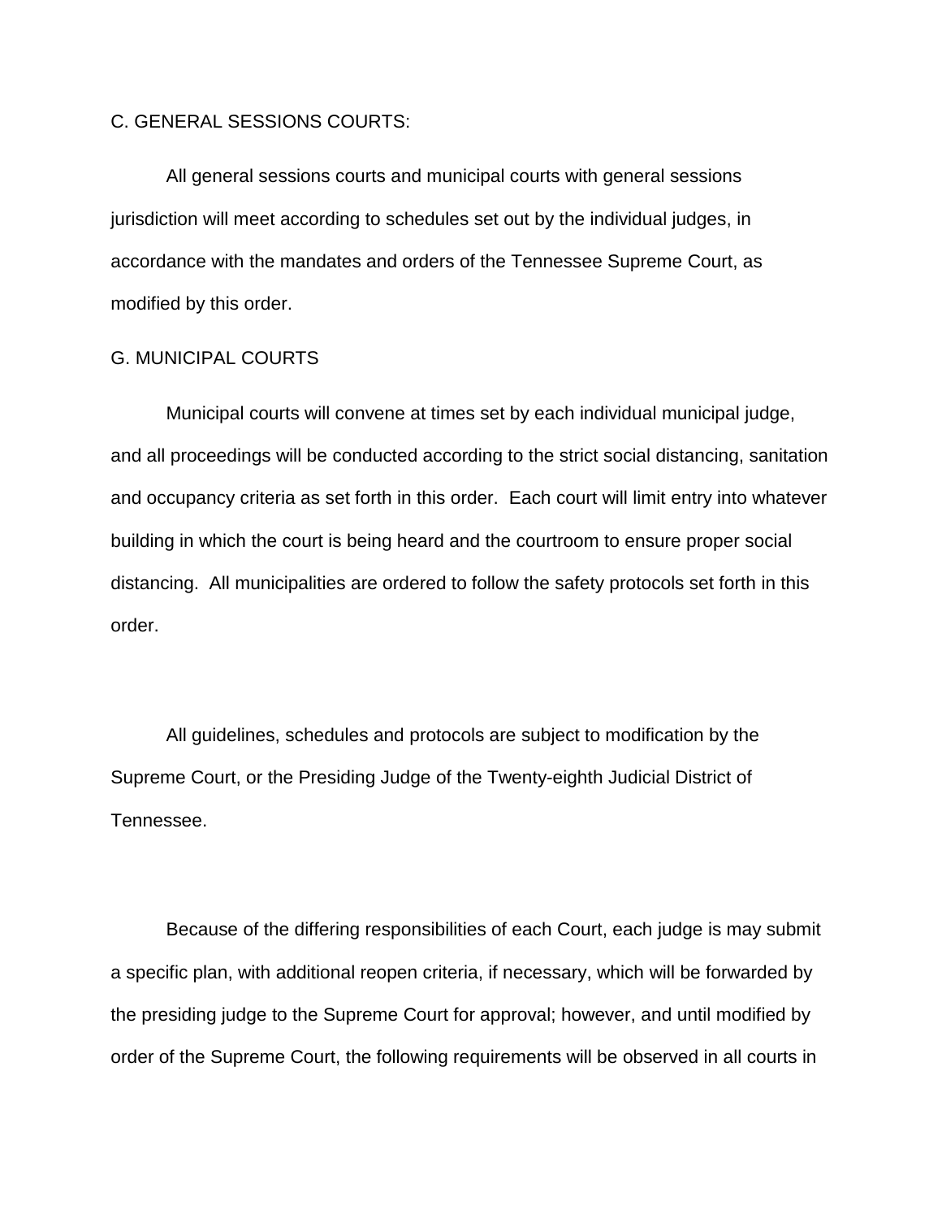C. GENERAL SESSIONS COURTS:

All general sessions courts and municipal courts with general sessions jurisdiction will meet according to schedules set out by the individual judges, in accordance with the mandates and orders of the Tennessee Supreme Court, as modified by this order.

G. MUNICIPAL COURTS

Municipal courts will convene at times set by each individual municipal judge, and all proceedings will be conducted according to the strict social distancing, sanitation and occupancy criteria as set forth in this order. Each court will limit entry into whatever building in which the court is being heard and the courtroom to ensure proper social distancing. All municipalities are ordered to follow the safety protocols set forth in this order.

All guidelines, schedules and protocols are subject to modification by the Supreme Court, or the Presiding Judge of the Twenty-eighth Judicial District of Tennessee.

Because of the differing responsibilities of each Court, each judge is may submit a specific plan, with additional reopen criteria, if necessary, which will be forwarded by the presiding judge to the Supreme Court for approval; however, and until modified by order of the Supreme Court, the following requirements will be observed in all courts in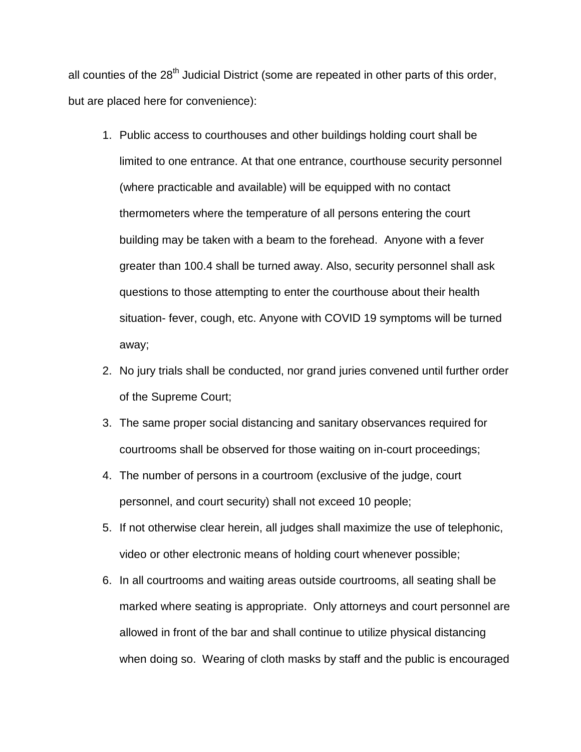all counties of the 28th Judicial District (some are repeated in other parts of this order, but are placed here for convenience):

1. Public access to courthouses and other buildings holding court shall be limited to one entrance. At that one entrance, courthouse security personnel (where practicable and available) will be equipped with no contact thermometers where the temperature of all persons entering the court building may be taken with a beam to the forehead. Anyone with a fever greater than 100.4 shall be turned away. Also, security personnel shall ask questions to those attempting to enter the courthouse about their health situation- fever, cough, etc. Anyone with COVID 19 symptoms will be turned away;
2. No jury trials shall be conducted, nor grand juries convened until further order of the Supreme Court;
3. The same proper social distancing and sanitary observances required for courtrooms shall be observed for those waiting on in-court proceedings;
4. The number of persons in a courtroom (exclusive of the judge, court personnel, and court security) shall not exceed 10 people;
5. If not otherwise clear herein, all judges shall maximize the use of telephonic, video or other electronic means of holding court whenever possible;
6. In all courtrooms and waiting areas outside courtrooms, all seating shall be marked where seating is appropriate. Only attorneys and court personnel are allowed in front of the bar and shall continue to utilize physical distancing when doing so. Wearing of cloth masks by staff and the public is encouraged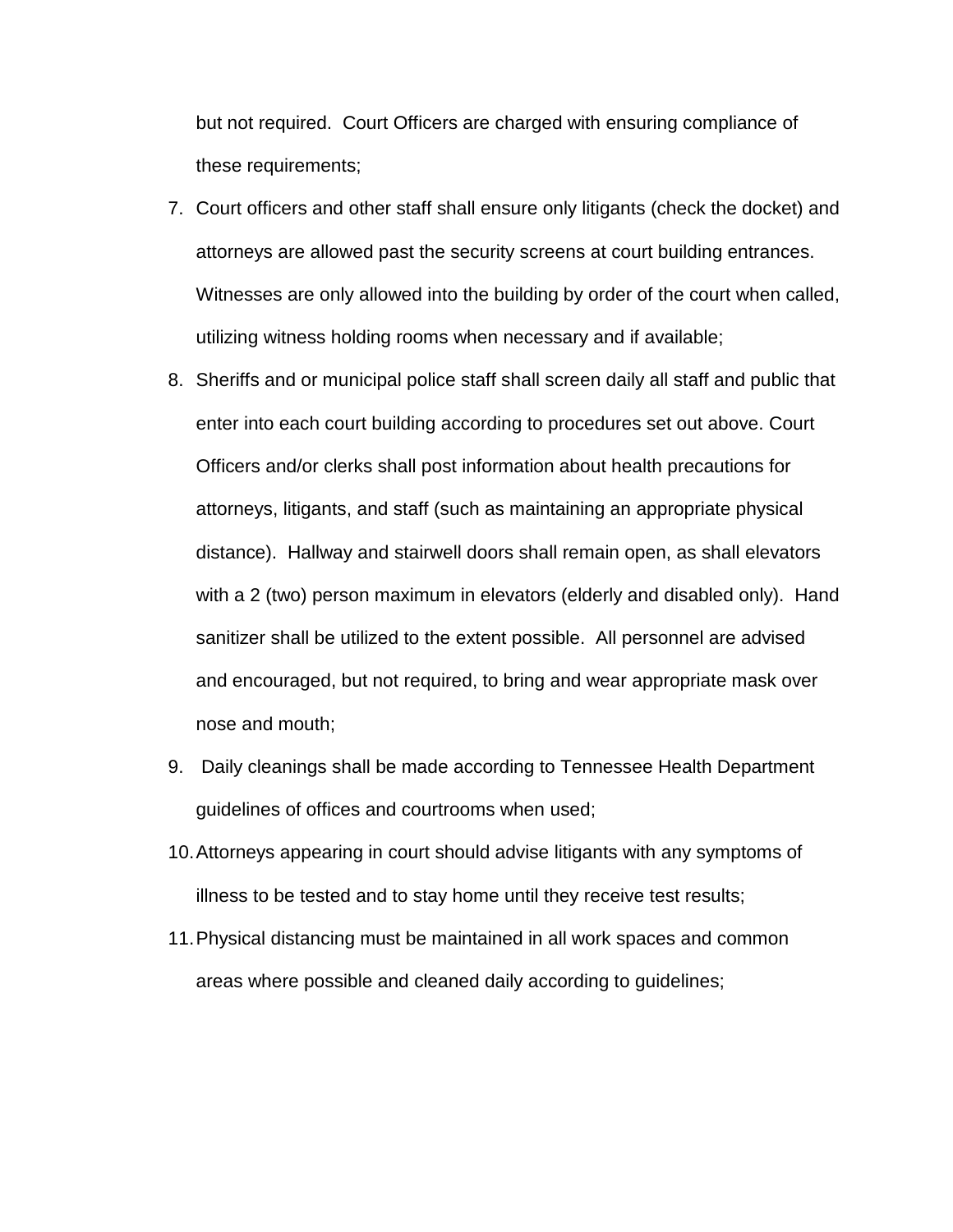but not required.  Court Officers are charged with ensuring compliance of these requirements;

7. Court officers and other staff shall ensure only litigants (check the docket) and attorneys are allowed past the security screens at court building entrances. Witnesses are only allowed into the building by order of the court when called, utilizing witness holding rooms when necessary and if available;
8. Sheriffs and or municipal police staff shall screen daily all staff and public that enter into each court building according to procedures set out above. Court Officers and/or clerks shall post information about health precautions for attorneys, litigants, and staff (such as maintaining an appropriate physical distance).  Hallway and stairwell doors shall remain open, as shall elevators with a 2 (two) person maximum in elevators (elderly and disabled only).  Hand sanitizer shall be utilized to the extent possible.  All personnel are advised and encouraged, but not required, to bring and wear appropriate mask over nose and mouth;
9. Daily cleanings shall be made according to Tennessee Health Department guidelines of offices and courtrooms when used;
10. Attorneys appearing in court should advise litigants with any symptoms of illness to be tested and to stay home until they receive test results;
11. Physical distancing must be maintained in all work spaces and common areas where possible and cleaned daily according to guidelines;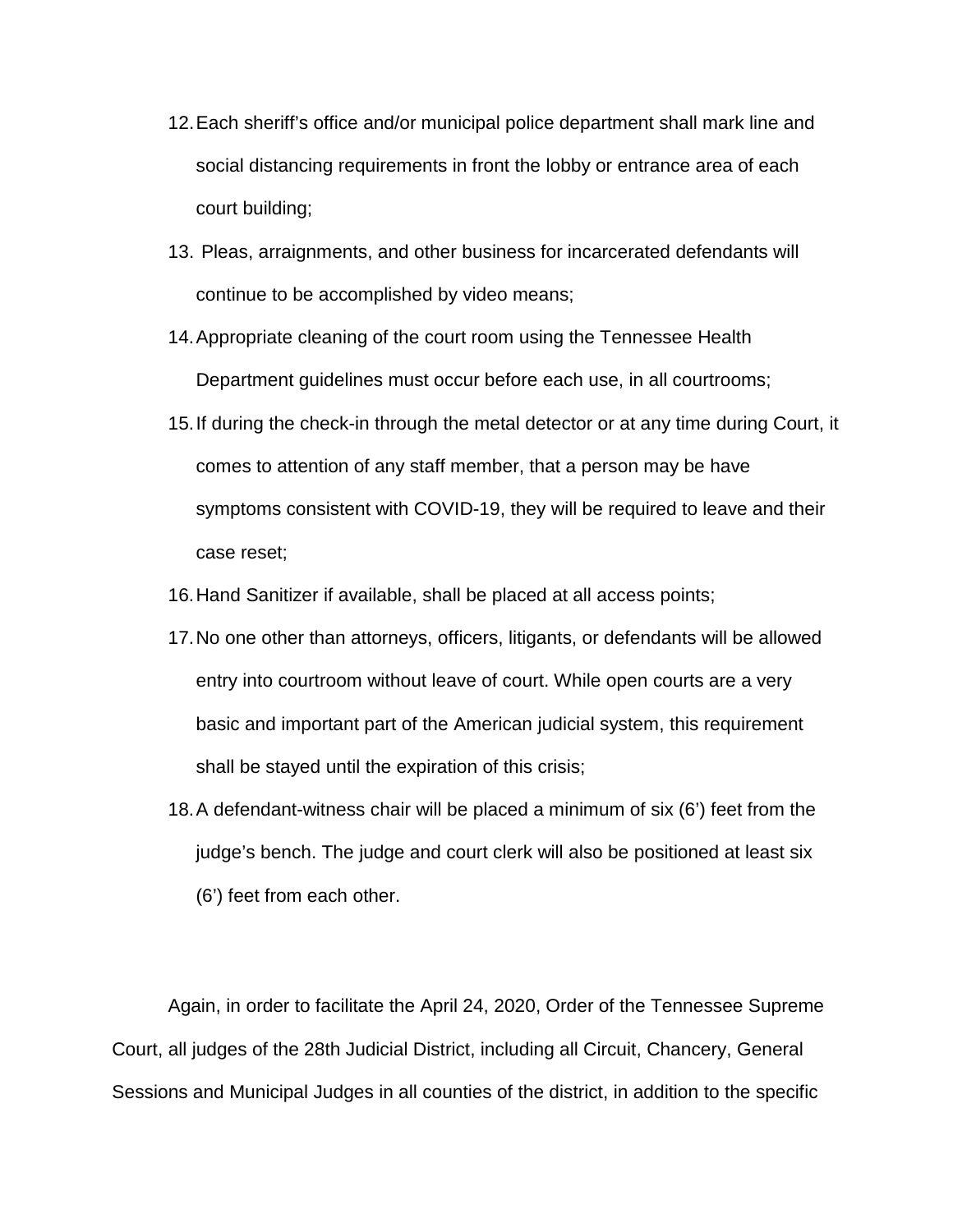12. Each sheriff's office and/or municipal police department shall mark line and social distancing requirements in front the lobby or entrance area of each court building;
13. Pleas, arraignments, and other business for incarcerated defendants will continue to be accomplished by video means;
14. Appropriate cleaning of the court room using the Tennessee Health Department guidelines must occur before each use, in all courtrooms;
15. If during the check-in through the metal detector or at any time during Court, it comes to attention of any staff member, that a person may be have symptoms consistent with COVID-19, they will be required to leave and their case reset;
16. Hand Sanitizer if available, shall be placed at all access points;
17. No one other than attorneys, officers, litigants, or defendants will be allowed entry into courtroom without leave of court. While open courts are a very basic and important part of the American judicial system, this requirement shall be stayed until the expiration of this crisis;
18. A defendant-witness chair will be placed a minimum of six (6') feet from the judge's bench. The judge and court clerk will also be positioned at least six (6') feet from each other.

Again, in order to facilitate the April 24, 2020, Order of the Tennessee Supreme Court, all judges of the 28th Judicial District, including all Circuit, Chancery, General Sessions and Municipal Judges in all counties of the district, in addition to the specific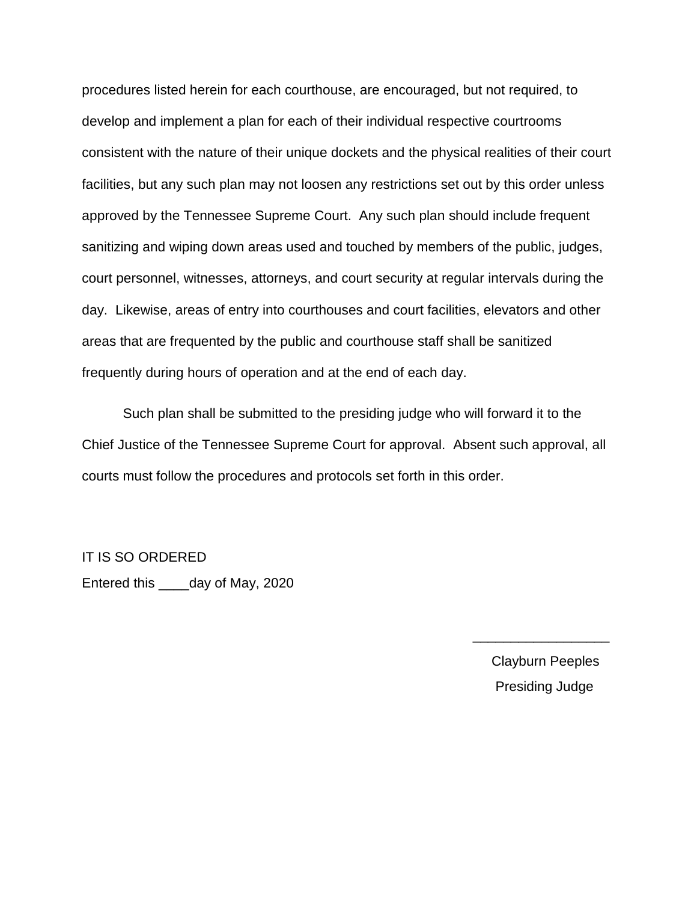procedures listed herein for each courthouse, are encouraged, but not required, to develop and implement a plan for each of their individual respective courtrooms consistent with the nature of their unique dockets and the physical realities of their court facilities, but any such plan may not loosen any restrictions set out by this order unless approved by the Tennessee Supreme Court. Any such plan should include frequent sanitizing and wiping down areas used and touched by members of the public, judges, court personnel, witnesses, attorneys, and court security at regular intervals during the day. Likewise, areas of entry into courthouses and court facilities, elevators and other areas that are frequented by the public and courthouse staff shall be sanitized frequently during hours of operation and at the end of each day.

Such plan shall be submitted to the presiding judge who will forward it to the Chief Justice of the Tennessee Supreme Court for approval. Absent such approval, all courts must follow the procedures and protocols set forth in this order.

IT IS SO ORDERED
Entered this ____day of May, 2020

__________________
Clayburn Peeples
Presiding Judge